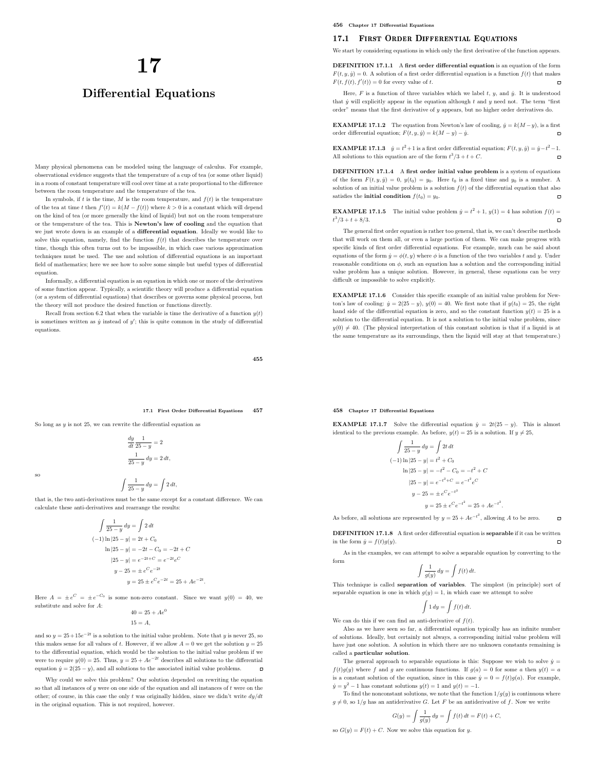# 17

# Differential Equations

Many physical phenomena can be modeled using the language of calculus. For example, observational evidence suggests that the temperature of a cup of tea (or some other liquid) in a room of constant temperature will cool over time at a rate proportional to the difference between the room temperature and the temperature of the tea.

In symbols, if $t$ is the time, $M$ is the room temperature, and $f(t)$ is the temperature of the tea at time $t$ then $f'(t) = k(M - f(t))$ where $k > 0$ is a constant which will depend on the kind of tea (or more generally the kind of liquid) but not on the room temperature or the temperature of the tea. This is **Newton's law of cooling** and the equation that we just wrote down is an example of a **differential equation**. Ideally we would like to solve this equation, namely, find the function $f(t)$ that describes the temperature over time, though this often turns out to be impossible, in which case various approximation techniques must be used. The use and solution of differential equations is an important field of mathematics; here we see how to solve some simple but useful types of differential equation.

Informally, a differential equation is an equation in which one or more of the derivatives of some function appear. Typically, a scientific theory will produce a differential equation (or a system of differential equations) that describes or governs some physical process, but the theory will not produce the desired function or functions directly.

Recall from section 6.2 that when the variable is time the derivative of a function $y(t)$ is sometimes written as $\dot{y}$ instead of $y'$; this is quite common in the study of differential equations.

## 17.1 First Order Differential Equations

We start by considering equations in which only the first derivative of the function appears.

**DEFINITION 17.1.1** A **first order differential equation** is an equation of the form $F(t, y, \dot{y}) = 0$. A solution of a first order differential equation is a function $f(t)$ that makes $F(t, f(t), f'(t)) = 0$ for every value of $t$. □

Here, $F$ is a function of three variables which we label $t$, $y$, and $\dot{y}$. It is understood that $\dot{y}$ will explicitly appear in the equation although $t$ and $y$ need not. The term "first order" means that the first derivative of $y$ appears, but no higher order derivatives do.

**EXAMPLE 17.1.2** The equation from Newton's law of cooling, $\dot{y} = k(M - y)$, is a first order differential equation; $F(t, y, \dot{y}) = k(M - y) - \dot{y}$. □

**EXAMPLE 17.1.3** $\dot{y} = t^2 + 1$ is a first order differential equation; $F(t, y, \dot{y}) = \dot{y} - t^2 - 1$. All solutions to this equation are of the form $t^3/3 + t + C$. □

**DEFINITION 17.1.4** A **first order initial value problem** is a system of equations of the form $F(t, y, \dot{y}) = 0$, $y(t_0) = y_0$. Here $t_0$ is a fixed time and $y_0$ is a number. A solution of an initial value problem is a solution $f(t)$ of the differential equation that also satisfies the **initial condition** $f(t_0) = y_0$. □

**EXAMPLE 17.1.5** The initial value problem $\dot{y} = t^2 + 1$, $y(1) = 4$ has solution $f(t) = t^3/3 + t + 8/3$. □

The general first order equation is rather too general, that is, we can't describe methods that will work on them all, or even a large portion of them. We can make progress with specific kinds of first order differential equations. For example, much can be said about equations of the form $\dot{y} = \phi(t, y)$ where $\phi$ is a function of the two variables $t$ and $y$. Under reasonable conditions on $\phi$, such an equation has a solution and the corresponding initial value problem has a unique solution. However, in general, these equations can be very difficult or impossible to solve explicitly.

**EXAMPLE 17.1.6** Consider this specific example of an initial value problem for Newton's law of cooling: $\dot{y} = 2(25 - y)$, $y(0) = 40$. We first note that if $y(t_0) = 25$, the right hand side of the differential equation is zero, and so the constant function $y(t) = 25$ is a solution to the differential equation. It is not a solution to the initial value problem, since $y(0) \neq 40$. (The physical interpretation of this constant solution is that if a liquid is at the same temperature as its surroundings, then the liquid will stay at that temperature.)

So long as $y$ is not 25, we can rewrite the differential equation as

$$\frac{dy}{dt}\frac{1}{25 - y} = 2$$
$$\frac{1}{25 - y}\,dy = 2\,dt,$$

so

$$\int \frac{1}{25 - y}\,dy = \int 2\,dt,$$

that is, the two anti-derivatives must be the same except for a constant difference. We can calculate these anti-derivatives and rearrange the results:

$$\int \frac{1}{25 - y}\,dy = \int 2\,dt$$
$$(-1)\ln|25 - y| = 2t + C_0$$
$$\ln|25 - y| = -2t - C_0 = -2t + C$$
$$|25 - y| = e^{-2t+C} = e^{-2t}e^{C}$$
$$y - 25 = \pm e^{C}e^{-2t}$$
$$y = 25 \pm e^{C}e^{-2t} = 25 + Ae^{-2t}.$$

Here $A = \pm e^{C} = \pm e^{-C_0}$ is some non-zero constant. Since we want $y(0) = 40$, we substitute and solve for $A$:

$$40 = 25 + Ae^{0}$$
$$15 = A,$$

and so $y = 25 + 15e^{-2t}$ is a solution to the initial value problem. Note that $y$ is never 25, so this makes sense for all values of $t$. However, if we allow $A = 0$ we get the solution $y = 25$ to the differential equation, which would be the solution to the initial value problem if we were to require $y(0) = 25$. Thus, $y = 25 + Ae^{-2t}$ describes all solutions to the differential equation $\dot{y} = 2(25 - y)$, and all solutions to the associated initial value problems. □

Why could we solve this problem? Our solution depended on rewriting the equation so that all instances of $y$ were on one side of the equation and all instances of $t$ were on the other; of course, in this case the only $t$ was originally hidden, since we didn't write $dy/dt$ in the original equation. This is not required, however.

**EXAMPLE 17.1.7** Solve the differential equation $\dot{y} = 2t(25 - y)$. This is almost identical to the previous example. As before, $y(t) = 25$ is a solution. If $y \neq 25$,

$$\int \frac{1}{25 - y}\,dy = \int 2t\,dt$$
$$(-1)\ln|25 - y| = t^2 + C_0$$
$$\ln|25 - y| = -t^2 - C_0 = -t^2 + C$$
$$|25 - y| = e^{-t^2+C} = e^{-t^2}e^{C}$$
$$y - 25 = \pm e^{C}e^{-t^2}$$
$$y = 25 \pm e^{C}e^{-t^2} = 25 + Ae^{-t^2}.$$

As before, all solutions are represented by $y = 25 + Ae^{-t^2}$, allowing $A$ to be zero. □

**DEFINITION 17.1.8** A first order differential equation is **separable** if it can be written in the form $\dot{y} = f(t)g(y)$. □

As in the examples, we can attempt to solve a separable equation by converting to the form

$$\int \frac{1}{g(y)}\,dy = \int f(t)\,dt.$$

This technique is called **separation of variables**. The simplest (in principle) sort of separable equation is one in which $g(y) = 1$, in which case we attempt to solve

$$\int 1\,dy = \int f(t)\,dt.$$

We can do this if we can find an anti-derivative of $f(t)$.

Also as we have seen so far, a differential equation typically has an infinite number of solutions. Ideally, but certainly not always, a corresponding initial value problem will have just one solution. A solution in which there are no unknown constants remaining is called a **particular solution**.

The general approach to separable equations is this: Suppose we wish to solve $\dot{y} = f(t)g(y)$ where $f$ and $g$ are continuous functions. If $g(a) = 0$ for some $a$ then $y(t) = a$ is a constant solution of the equation, since in this case $\dot{y} = 0 = f(t)g(a)$. For example, $\dot{y} = y^2 - 1$ has constant solutions $y(t) = 1$ and $y(t) = -1$.

To find the nonconstant solutions, we note that the function $1/g(y)$ is continuous where $g \neq 0$, so $1/g$ has an antiderivative $G$. Let $F$ be an antiderivative of $f$. Now we write

$$G(y) = \int \frac{1}{g(y)}\,dy = \int f(t)\,dt = F(t) + C,$$

so $G(y) = F(t) + C$. Now we solve this equation for $y$.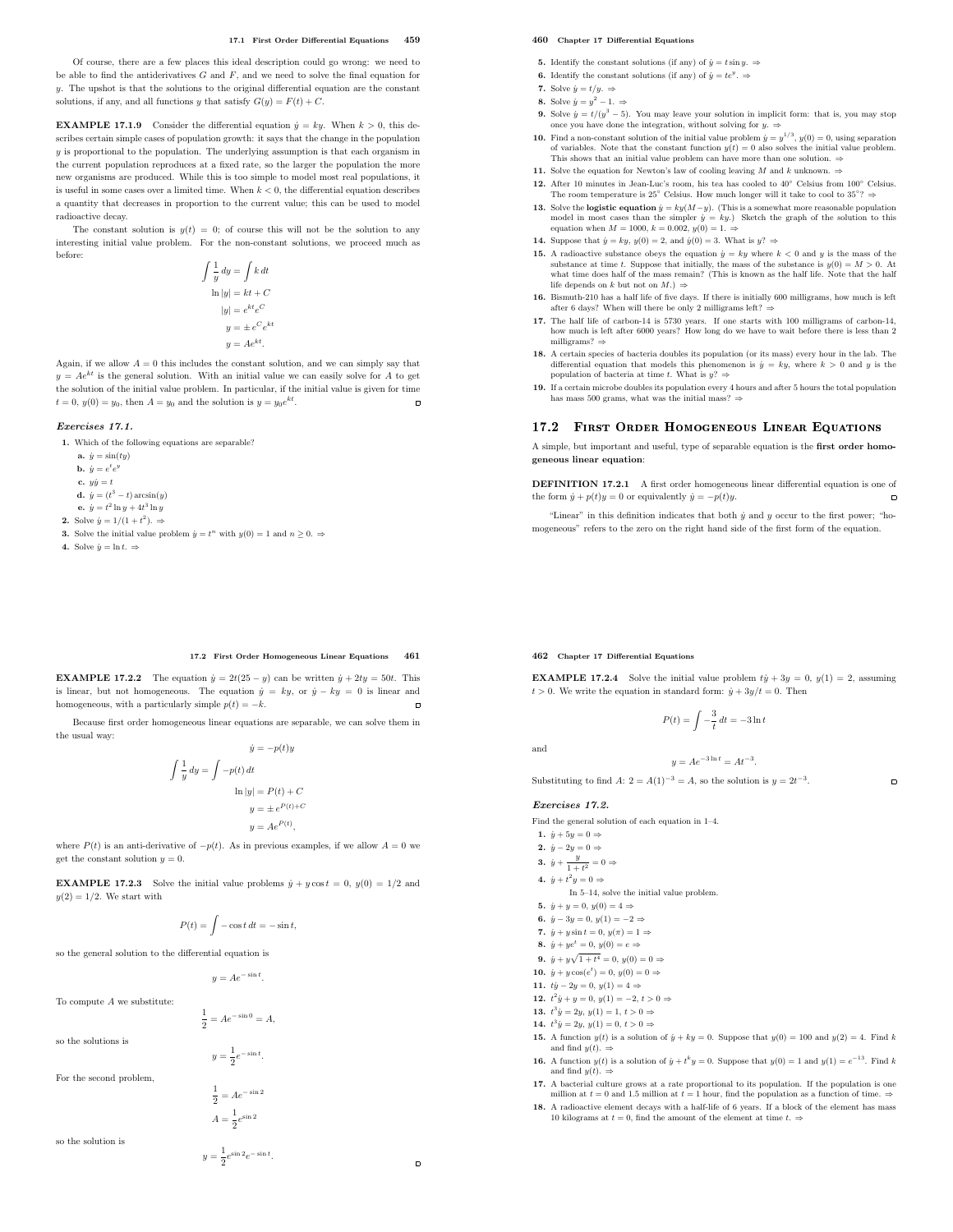Of course, there are a few places this ideal description could go wrong: we need to be able to find the antiderivatives $G$ and $F$, and we need to solve the final equation for $y$. The upshot is that the solutions to the original differential equation are the constant solutions, if any, and all functions $y$ that satisfy $G(y) = F(t) + C$.

**EXAMPLE 17.1.9** Consider the differential equation $\dot{y} = ky$. When $k > 0$, this describes certain simple cases of population growth: it says that the change in the population $y$ is proportional to the population. The underlying assumption is that each organism in the current population reproduces at a fixed rate, so the larger the population the more new organisms are produced. While this is too simple to model most real populations, it is useful in some cases over a limited time. When $k < 0$, the differential equation describes a quantity that decreases in proportion to the current value; this can be used to model radioactive decay.

The constant solution is $y(t) = 0$; of course this will not be the solution to any interesting initial value problem. For the non-constant solutions, we proceed much as before:

$$\int \frac{1}{y}\,dy = \int k\,dt$$
$$\ln|y| = kt + C$$
$$|y| = e^{kt}e^{C}$$
$$y = \pm e^{C}e^{kt}$$
$$y = Ae^{kt}.$$

Again, if we allow $A = 0$ this includes the constant solution, and we can simply say that $y = Ae^{kt}$ is the general solution. With an initial value we can easily solve for $A$ to get the solution of the initial value problem. In particular, if the initial value is given for time $t = 0$, $y(0) = y_0$, then $A = y_0$ and the solution is $y = y_0e^{kt}$.

***Exercises 17.1.***

1. Which of the following equations are separable?
   a. $\dot{y} = \sin(ty)$
   b. $\dot{y} = e^te^y$
   c. $y\dot{y} = t$
   d. $\dot{y} = (t^3 - t)\arcsin(y)$
   e. $\dot{y} = t^2\ln y + 4t^3\ln y$
2. Solve $\dot{y} = 1/(1+t^2)$. ⇒
3. Solve the initial value problem $\dot{y} = t^n$ with $y(0) = 1$ and $n \ge 0$. ⇒
4. Solve $\dot{y} = \ln t$. ⇒
5. Identify the constant solutions (if any) of $\dot{y} = t\sin y$. ⇒
6. Identify the constant solutions (if any) of $\dot{y} = te^y$. ⇒
7. Solve $\dot{y} = t/y$. ⇒
8. Solve $\dot{y} = y^2 - 1$. ⇒
9. Solve $\dot{y} = t/(y^3 - 5)$. You may leave your solution in implicit form: that is, you may stop once you have done the integration, without solving for $y$. ⇒
10. Find a non-constant solution of the initial value problem $\dot{y} = y^{1/3}$, $y(0) = 0$, using separation of variables. Note that the constant function $y(t) = 0$ also solves the initial value problem. This shows that an initial value problem can have more than one solution. ⇒
11. Solve the equation for Newton's law of cooling leaving $M$ and $k$ unknown. ⇒
12. After 10 minutes in Jean-Luc's room, his tea has cooled to 40° Celsius from 100° Celsius. The room temperature is 25° Celsius. How much longer will it take to cool to 35°? ⇒
13. Solve the **logistic equation** $\dot{y} = ky(M - y)$. (This is a somewhat more reasonable population model in most cases than the simpler $\dot{y} = ky$.) Sketch the graph of the solution to this equation when $M = 1000$, $k = 0.002$, $y(0) = 1$. ⇒
14. Suppose that $\dot{y} = ky$, $y(0) = 2$, and $\dot{y}(0) = 3$. What is $y$? ⇒
15. A radioactive substance obeys the equation $\dot{y} = ky$ where $k < 0$ and $y$ is the mass of the substance at time $t$. Suppose that initially, the mass of the substance is $y(0) = M > 0$. At what time does half of the mass remain? (This is known as the half life. Note that the half life depends on $k$ but not on $M$.) ⇒
16. Bismuth-210 has a half life of five days. If there is initially 600 milligrams, how much is left after 6 days? When will there be only 2 milligrams left? ⇒
17. The half life of carbon-14 is 5730 years. If one starts with 100 milligrams of carbon-14, how much is left after 6000 years? How long do we have to wait before there is less than 2 milligrams? ⇒
18. A certain species of bacteria doubles its population (or its mass) every hour in the lab. The differential equation that models this phenomenon is $\dot{y} = ky$, where $k > 0$ and $y$ is the population of bacteria at time $t$. What is $y$? ⇒
19. If a certain microbe doubles its population every 4 hours and after 5 hours the total population has mass 500 grams, what was the initial mass? ⇒

## 17.2 First Order Homogeneous Linear Equations

A simple, but important and useful, type of separable equation is the **first order homogeneous linear equation**:

**DEFINITION 17.2.1** A first order homogeneous linear differential equation is one of the form $\dot{y} + p(t)y = 0$ or equivalently $\dot{y} = -p(t)y$.

"Linear" in this definition indicates that both $\dot{y}$ and $y$ occur to the first power; "homogeneous" refers to the zero on the right hand side of the first form of the equation.

**EXAMPLE 17.2.2** The equation $\dot{y} = 2t(25 - y)$ can be written $\dot{y} + 2ty = 50t$. This is linear, but not homogeneous. The equation $\dot{y} = ky$, or $\dot{y} - ky = 0$ is linear and homogeneous, with a particularly simple $p(t) = -k$.

Because first order homogeneous linear equations are separable, we can solve them in the usual way:

$$\dot{y} = -p(t)y$$
$$\int \frac{1}{y}\,dy = \int -p(t)\,dt$$
$$\ln|y| = P(t) + C$$
$$y = \pm e^{P(t)+C}$$
$$y = Ae^{P(t)},$$

where $P(t)$ is an anti-derivative of $-p(t)$. As in previous examples, if we allow $A = 0$ we get the constant solution $y = 0$.

**EXAMPLE 17.2.3** Solve the initial value problems $\dot{y} + y\cos t = 0$, $y(0) = 1/2$ and $y(2) = 1/2$. We start with

$$P(t) = \int -\cos t\,dt = -\sin t,$$

so the general solution to the differential equation is

$$y = Ae^{-\sin t}.$$

To compute $A$ we substitute:

$$\frac{1}{2} = Ae^{-\sin 0} = A,$$

so the solutions is

$$y = \frac{1}{2}e^{-\sin t}.$$

For the second problem,

$$\frac{1}{2} = Ae^{-\sin 2}$$
$$A = \frac{1}{2}e^{\sin 2}$$

so the solution is

$$y = \frac{1}{2}e^{\sin 2}e^{-\sin t}.$$

**EXAMPLE 17.2.4** Solve the initial value problem $t\dot{y} + 3y = 0$, $y(1) = 2$, assuming $t > 0$. We write the equation in standard form: $\dot{y} + 3y/t = 0$. Then

$$P(t) = \int -\frac{3}{t}\,dt = -3\ln t$$

and

$$y = Ae^{-3\ln t} = At^{-3}.$$

Substituting to find $A$: $2 = A(1)^{-3} = A$, so the solution is $y = 2t^{-3}$.

***Exercises 17.2.***

Find the general solution of each equation in 1–4.

1. $\dot{y} + 5y = 0$ ⇒
2. $\dot{y} - 2y = 0$ ⇒
3. $\dot{y} + \dfrac{y}{1+t^2} = 0$ ⇒
4. $\dot{y} + t^2y = 0$ ⇒

In 5–14, solve the initial value problem.

5. $\dot{y} + y = 0$, $y(0) = 4$ ⇒
6. $\dot{y} - 3y = 0$, $y(1) = -2$ ⇒
7. $\dot{y} + y\sin t = 0$, $y(\pi) = 1$ ⇒
8. $\dot{y} + ye^t = 0$, $y(0) = e$ ⇒
9. $\dot{y} + y\sqrt{1+t^4} = 0$, $y(0) = 0$ ⇒
10. $\dot{y} + y\cos(e^t) = 0$, $y(0) = 0$ ⇒
11. $t\dot{y} - 2y = 0$, $y(1) = 4$ ⇒
12. $t^2\dot{y} + y = 0$, $y(1) = -2$, $t > 0$ ⇒
13. $t^3\dot{y} = 2y$, $y(1) = 1$, $t > 0$ ⇒
14. $t^3\dot{y} = 2y$, $y(1) = 0$, $t > 0$ ⇒
15. A function $y(t)$ is a solution of $\dot{y} + ky = 0$. Suppose that $y(0) = 100$ and $y(2) = 4$. Find $k$ and find $y(t)$. ⇒
16. A function $y(t)$ is a solution of $\dot{y} + t^ky = 0$. Suppose that $y(0) = 1$ and $y(1) = e^{-13}$. Find $k$ and find $y(t)$. ⇒
17. A bacterial culture grows at a rate proportional to its population. If the population is one million at $t = 0$ and 1.5 million at $t = 1$ hour, find the population as a function of time. ⇒
18. A radioactive element decays with a half-life of 6 years. If a block of the element has mass 10 kilograms at $t = 0$, find the amount of the element at time $t$. ⇒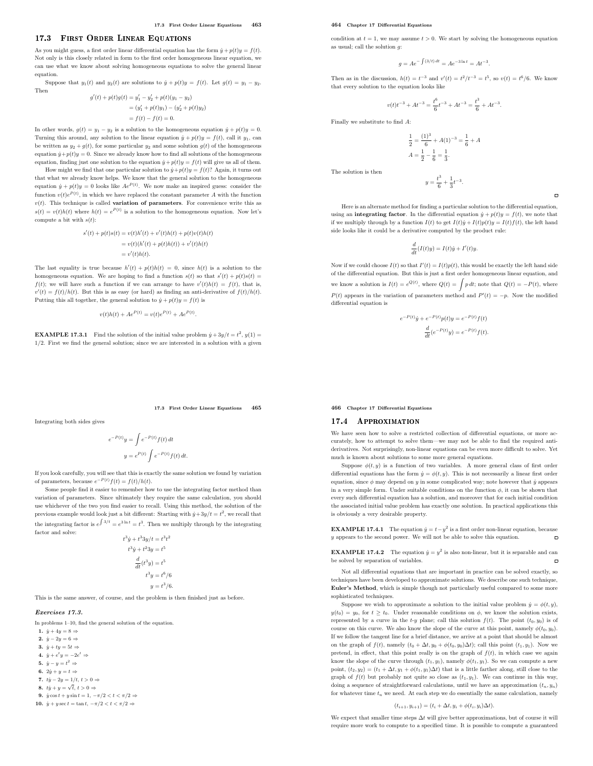## 17.3 First Order Linear Equations

As you might guess, a first order linear differential equation has the form $\dot{y}+p(t)y=f(t)$. Not only is this closely related in form to the first order homogeneous linear equation, we can use what we know about solving homogeneous equations to solve the general linear equation.

Suppose that $y_1(t)$ and $y_2(t)$ are solutions to $\dot{y}+p(t)y=f(t)$. Let $g(t)=y_1-y_2$. Then

$$
\begin{aligned}
g'(t)+p(t)g(t) &= y_1'-y_2'+p(t)(y_1-y_2)\\
&= (y_1'+p(t)y_1)-(y_2'+p(t)y_2)\\
&= f(t)-f(t)=0.
\end{aligned}
$$

In other words, $g(t)=y_1-y_2$ is a solution to the homogeneous equation $\dot{y}+p(t)y=0$. Turning this around, any solution to the linear equation $\dot{y}+p(t)y=f(t)$, call it $y_1$, can be written as $y_2+g(t)$, for some particular $y_2$ and some solution $g(t)$ of the homogeneous equation $\dot{y}+p(t)y=0$. Since we already know how to find all solutions of the homogeneous equation, finding just one solution to the equation $\dot{y}+p(t)y=f(t)$ will give us all of them.

How might we find that one particular solution to $\dot{y}+p(t)y=f(t)$? Again, it turns out that what we already know helps. We know that the general solution to the homogeneous equation $\dot{y}+p(t)y=0$ looks like $Ae^{P(t)}$. We now make an inspired guess: consider the function $v(t)e^{P(t)}$, in which we have replaced the constant parameter $A$ with the function $v(t)$. This technique is called **variation of parameters**. For convenience write this as $s(t)=v(t)h(t)$ where $h(t)=e^{P(t)}$ is a solution to the homogeneous equation. Now let's compute a bit with $s(t)$:

$$
\begin{aligned}
s'(t)+p(t)s(t) &= v(t)h'(t)+v'(t)h(t)+p(t)v(t)h(t)\\
&= v(t)(h'(t)+p(t)h(t))+v'(t)h(t)\\
&= v'(t)h(t).
\end{aligned}
$$

The last equality is true because $h'(t)+p(t)h(t)=0$, since $h(t)$ is a solution to the homogeneous equation. We are hoping to find a function $s(t)$ so that $s'(t)+p(t)s(t)=f(t)$; we will have such a function if we can arrange to have $v'(t)h(t)=f(t)$, that is, $v'(t)=f(t)/h(t)$. But this is as easy (or hard) as finding an anti-derivative of $f(t)/h(t)$. Putting this all together, the general solution to $\dot{y}+p(t)y=f(t)$ is

$$v(t)h(t)+Ae^{P(t)}=v(t)e^{P(t)}+Ae^{P(t)}.$$

**EXAMPLE 17.3.1** Find the solution of the initial value problem $\dot{y}+3y/t=t^2$, $y(1)=1/2$. First we find the general solution; since we are interested in a solution with a given condition at $t=1$, we may assume $t>0$. We start by solving the homogeneous equation as usual; call the solution $g$:

$$g=Ae^{-\int(3/t)\,dt}=Ae^{-3\ln t}=At^{-3}.$$

Then as in the discussion, $h(t)=t^{-3}$ and $v'(t)=t^2/t^{-3}=t^5$, so $v(t)=t^6/6$. We know that every solution to the equation looks like

$$v(t)t^{-3}+At^{-3}=\frac{t^6}{6}t^{-3}+At^{-3}=\frac{t^3}{6}+At^{-3}.$$

Finally we substitute to find $A$:

$$
\begin{aligned}
\frac{1}{2} &= \frac{(1)^3}{6}+A(1)^{-3}=\frac{1}{6}+A\\
A &= \frac{1}{2}-\frac{1}{6}=\frac{1}{3}.
\end{aligned}
$$

The solution is then

$$y=\frac{t^3}{6}+\frac{1}{3}t^{-3}.$$

Here is an alternate method for finding a particular solution to the differential equation, using an **integrating factor**. In the differential equation $\dot{y}+p(t)y=f(t)$, we note that if we multiply through by a function $I(t)$ to get $I(t)\dot{y}+I(t)p(t)y=I(t)f(t)$, the left hand side looks like it could be a derivative computed by the product rule:

$$\frac{d}{dt}(I(t)y)=I(t)\dot{y}+I'(t)y.$$

Now if we could choose $I(t)$ so that $I'(t)=I(t)p(t)$, this would be exactly the left hand side of the differential equation. But this is just a first order homogeneous linear equation, and we know a solution is $I(t)=e^{Q(t)}$, where $Q(t)=\int p\,dt$; note that $Q(t)=-P(t)$, where $P(t)$ appears in the variation of parameters method and $P'(t)=-p$. Now the modified differential equation is

$$
\begin{aligned}
e^{-P(t)}\dot{y}+e^{-P(t)}p(t)y &= e^{-P(t)}f(t)\\
\frac{d}{dt}(e^{-P(t)}y) &= e^{-P(t)}f(t).
\end{aligned}
$$

Integrating both sides gives

$$
\begin{aligned}
e^{-P(t)}y &= \int e^{-P(t)}f(t)\,dt\\
y &= e^{P(t)}\int e^{-P(t)}f(t)\,dt.
\end{aligned}
$$

If you look carefully, you will see that this is exactly the same solution we found by variation of parameters, because $e^{-P(t)}f(t)=f(t)/h(t)$.

Some people find it easier to remember how to use the integrating factor method than variation of parameters. Since ultimately they require the same calculation, you should use whichever of the two you find easier to recall. Using this method, the solution of the previous example would look just a bit different: Starting with $\dot{y}+3y/t=t^2$, we recall that the integrating factor is $e^{\int 3/t}=e^{3\ln t}=t^3$. Then we multiply through by the integrating factor and solve:

$$
\begin{aligned}
t^3\dot{y}+t^3 3y/t &= t^3t^2\\
t^3\dot{y}+t^2 3y &= t^5\\
\frac{d}{dt}(t^3y) &= t^5\\
t^3y &= t^6/6\\
y &= t^3/6.
\end{aligned}
$$

This is the same answer, of course, and the problem is then finished just as before.

### *Exercises 17.3.*

In problems 1–10, find the general solution of the equation.

1. $\dot{y}+4y=8 \Rightarrow$
2. $\dot{y}-2y=6 \Rightarrow$
3. $\dot{y}+ty=5t \Rightarrow$
4. $\dot{y}+e^ty=-2e^t \Rightarrow$
5. $\dot{y}-y=t^2 \Rightarrow$
6. $2\dot{y}+y=t \Rightarrow$
7. $t\dot{y}-2y=1/t$, $t>0 \Rightarrow$
8. $t\dot{y}+y=\sqrt{t}$, $t>0 \Rightarrow$
9. $\dot{y}\cos t+y\sin t=1$, $-\pi/2<t<\pi/2 \Rightarrow$
10. $\dot{y}+y\sec t=\tan t$, $-\pi/2<t<\pi/2 \Rightarrow$

## 17.4 Approximation

We have seen how to solve a restricted collection of differential equations, or more accurately, how to attempt to solve them—we may not be able to find the required anti-derivatives. Not surprisingly, non-linear equations can be even more difficult to solve. Yet much is known about solutions to some more general equations.

Suppose $\phi(t,y)$ is a function of two variables. A more general class of first order differential equations has the form $\dot{y}=\phi(t,y)$. This is not necessarily a linear first order equation, since $\phi$ may depend on $y$ in some complicated way; note however that $\dot{y}$ appears in a very simple form. Under suitable conditions on the function $\phi$, it can be shown that every such differential equation has a solution, and moreover that for each initial condition the associated initial value problem has exactly one solution. In practical applications this is obviously a very desirable property.

**EXAMPLE 17.4.1** The equation $\dot{y}=t-y^2$ is a first order non-linear equation, because $y$ appears to the second power. We will not be able to solve this equation.

**EXAMPLE 17.4.2** The equation $\dot{y}=y^2$ is also non-linear, but it is separable and can be solved by separation of variables.

Not all differential equations that are important in practice can be solved exactly, so techniques have been developed to approximate solutions. We describe one such technique, **Euler's Method**, which is simple though not particularly useful compared to some more sophisticated techniques.

Suppose we wish to approximate a solution to the initial value problem $\dot{y}=\phi(t,y)$, $y(t_0)=y_0$, for $t\ge t_0$. Under reasonable conditions on $\phi$, we know the solution exists, represented by a curve in the $t$-$y$ plane; call this solution $f(t)$. The point $(t_0,y_0)$ is of course on this curve. We also know the slope of the curve at this point, namely $\phi(t_0,y_0)$. If we follow the tangent line for a brief distance, we arrive at a point that should be almost on the graph of $f(t)$, namely $(t_0+\Delta t, y_0+\phi(t_0,y_0)\Delta t)$; call this point $(t_1,y_1)$. Now we pretend, in effect, that this point really is on the graph of $f(t)$, in which case we again know the slope of the curve through $(t_1,y_1)$, namely $\phi(t_1,y_1)$. So we can compute a new point, $(t_2,y_2)=(t_1+\Delta t, y_1+\phi(t_1,y_1)\Delta t)$ that is a little farther along, still close to the graph of $f(t)$ but probably not quite so close as $(t_1,y_1)$. We can continue in this way, doing a sequence of straightforward calculations, until we have an approximation $(t_n,y_n)$ for whatever time $t_n$ we need. At each step we do essentially the same calculation, namely

$$(t_{i+1},y_{i+1})=(t_i+\Delta t, y_i+\phi(t_i,y_i)\Delta t).$$

We expect that smaller time steps $\Delta t$ will give better approximations, but of course it will require more work to compute to a specified time. It is possible to compute a guaranteed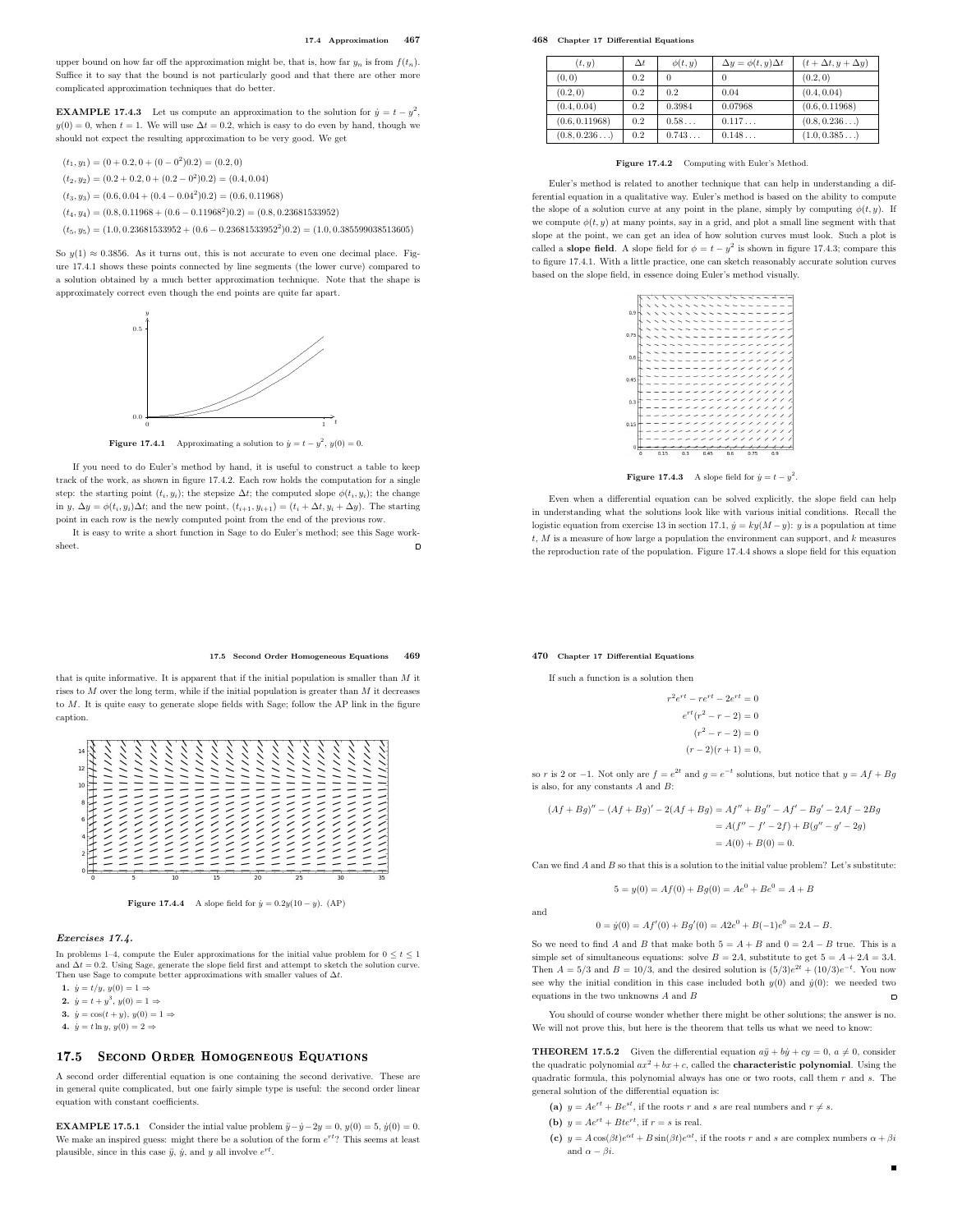upper bound on how far off the approximation might be, that is, how far $y_n$ is from $f(t_n)$. Suffice it to say that the bound is not particularly good and that there are other more complicated approximation techniques that do better.

**EXAMPLE 17.4.3** Let us compute an approximation to the solution for $\dot{y} = t - y^2$, $y(0) = 0$, when $t = 1$. We will use $\Delta t = 0.2$, which is easy to do even by hand, though we should not expect the resulting approximation to be very good. We get

$$(t_1, y_1) = (0 + 0.2, 0 + (0 - 0^2)0.2) = (0.2, 0)$$

$$(t_2, y_2) = (0.2 + 0.2, 0 + (0.2 - 0^2)0.2) = (0.4, 0.04)$$

$$(t_3, y_3) = (0.6, 0.04 + (0.4 - 0.04^2)0.2) = (0.6, 0.11968)$$

$$(t_4, y_4) = (0.8, 0.11968 + (0.6 - 0.11968^2)0.2) = (0.8, 0.23681533952)$$

$$(t_5, y_5) = (1.0, 0.23681533952 + (0.6 - 0.23681533952^2)0.2) = (1.0, 0.385599038513605)$$

So $y(1) \approx 0.3856$. As it turns out, this is not accurate to even one decimal place. Figure 17.4.1 shows these points connected by line segments (the lower curve) compared to a solution obtained by a much better approximation technique. Note that the shape is approximately correct even though the end points are quite far apart.

**Figure 17.4.1** Approximating a solution to $\dot{y} = t - y^2$, $y(0) = 0$.

If you need to do Euler's method by hand, it is useful to construct a table to keep track of the work, as shown in figure 17.4.2. Each row holds the computation for a single step: the starting point $(t_i, y_i)$; the stepsize $\Delta t$; the computed slope $\phi(t_i, y_i)$; the change in $y$, $\Delta y = \phi(t_i, y_i)\Delta t$; and the new point, $(t_{i+1}, y_{i+1}) = (t_i + \Delta t, y_i + \Delta y)$. The starting point in each row is the newly computed point from the end of the previous row.

It is easy to write a short function in Sage to do Euler's method; see this Sage worksheet.

| $(t, y)$ | $\Delta t$ | $\phi(t, y)$ | $\Delta y = \phi(t, y)\Delta t$ | $(t + \Delta t, y + \Delta y)$ |
|---|---|---|---|---|
| $(0, 0)$ | 0.2 | 0 | 0 | $(0.2, 0)$ |
| $(0.2, 0)$ | 0.2 | 0.2 | 0.04 | $(0.4, 0.04)$ |
| $(0.4, 0.04)$ | 0.2 | 0.3984 | 0.07968 | $(0.6, 0.11968)$ |
| $(0.6, 0.11968)$ | 0.2 | $0.58\ldots$ | $0.117\ldots$ | $(0.8, 0.236\ldots)$ |
| $(0.8, 0.236\ldots)$ | 0.2 | $0.743\ldots$ | $0.148\ldots$ | $(1.0, 0.385\ldots)$ |

**Figure 17.4.2** Computing with Euler's Method.

Euler's method is related to another technique that can help in understanding a differential equation in a qualitative way. Euler's method is based on the ability to compute the slope of a solution curve at any point in the plane, simply by computing $\phi(t, y)$. If we compute $\phi(t, y)$ at many points, say in a grid, and plot a small line segment with that slope at the point, we can get an idea of how solution curves must look. Such a plot is called a **slope field**. A slope field for $\phi = t - y^2$ is shown in figure 17.4.3; compare this to figure 17.4.1. With a little practice, one can sketch reasonably accurate solution curves based on the slope field, in essence doing Euler's method visually.

**Figure 17.4.3** A slope field for $\dot{y} = t - y^2$.

Even when a differential equation can be solved explicitly, the slope field can help in understanding what the solutions look like with various initial conditions. Recall the logistic equation from exercise 13 in section 17.1, $\dot{y} = ky(M - y)$: $y$ is a population at time $t$, $M$ is a measure of how large a population the environment can support, and $k$ measures the reproduction rate of the population. Figure 17.4.4 shows a slope field for this equation that is quite informative. It is apparent that if the initial population is smaller than $M$ it rises to $M$ over the long term, while if the initial population is greater than $M$ it decreases to $M$. It is quite easy to generate slope fields with Sage; follow the AP link in the figure caption.

**Figure 17.4.4** A slope field for $\dot{y} = 0.2y(10 - y)$. (AP)

### *Exercises 17.4.*

In problems 1–4, compute the Euler approximations for the initial value problem for $0 \le t \le 1$ and $\Delta t = 0.2$. Using Sage, generate the slope field first and attempt to sketch the solution curve. Then use Sage to compute better approximations with smaller values of $\Delta t$.

**1.** $\dot{y} = t/y$, $y(0) = 1 \Rightarrow$

**2.** $\dot{y} = t + y^3$, $y(0) = 1 \Rightarrow$

**3.** $\dot{y} = \cos(t + y)$, $y(0) = 1 \Rightarrow$

**4.** $\dot{y} = t \ln y$, $y(0) = 2 \Rightarrow$

## 17.5 Second Order Homogeneous Equations

A second order differential equation is one containing the second derivative. These are in general quite complicated, but one fairly simple type is useful: the second order linear equation with constant coefficients.

**EXAMPLE 17.5.1** Consider the intial value problem $\ddot{y} - \dot{y} - 2y = 0$, $y(0) = 5$, $\dot{y}(0) = 0$. We make an inspired guess: might there be a solution of the form $e^{rt}$? This seems at least plausible, since in this case $\ddot{y}$, $\dot{y}$, and $y$ all involve $e^{rt}$.

If such a function is a solution then

$$r^2e^{rt} - re^{rt} - 2e^{rt} = 0$$

$$e^{rt}(r^2 - r - 2) = 0$$

$$(r^2 - r - 2) = 0$$

$$(r - 2)(r + 1) = 0,$$

so $r$ is 2 or $-1$. Not only are $f = e^{2t}$ and $g = e^{-t}$ solutions, but notice that $y = Af + Bg$ is also, for any constants $A$ and $B$:

$$\begin{aligned}(Af + Bg)'' - (Af + Bg)' - 2(Af + Bg) &= Af'' + Bg'' - Af' - Bg' - 2Af - 2Bg \\ &= A(f'' - f' - 2f) + B(g'' - g' - 2g) \\ &= A(0) + B(0) = 0.\end{aligned}$$

Can we find $A$ and $B$ so that this is a solution to the initial value problem? Let's substitute:

$$5 = y(0) = Af(0) + Bg(0) = Ae^0 + Be^0 = A + B$$

and

$$0 = \dot{y}(0) = Af'(0) + Bg'(0) = A2e^0 + B(-1)e^0 = 2A - B.$$

So we need to find $A$ and $B$ that make both $5 = A + B$ and $0 = 2A - B$ true. This is a simple set of simultaneous equations: solve $B = 2A$, substitute to get $5 = A + 2A = 3A$. Then $A = 5/3$ and $B = 10/3$, and the desired solution is $(5/3)e^{2t} + (10/3)e^{-t}$. You now see why the initial condition in this case included both $y(0)$ and $\dot{y}(0)$: we needed two equations in the two unknowns $A$ and $B$

You should of course wonder whether there might be other solutions; the answer is no. We will not prove this, but here is the theorem that tells us what we need to know:

**THEOREM 17.5.2** Given the differential equation $a\ddot{y} + b\dot{y} + cy = 0$, $a \ne 0$, consider the quadratic polynomial $ax^2 + bx + c$, called the **characteristic polynomial**. Using the quadratic formula, this polynomial always has one or two roots, call them $r$ and $s$. The general solution of the differential equation is:

**(a)** $y = Ae^{rt} + Be^{st}$, if the roots $r$ and $s$ are real numbers and $r \ne s$.

**(b)** $y = Ae^{rt} + Bte^{rt}$, if $r = s$ is real.

**(c)** $y = A\cos(\beta t)e^{\alpha t} + B\sin(\beta t)e^{\alpha t}$, if the roots $r$ and $s$ are complex numbers $\alpha + \beta i$ and $\alpha - \beta i$.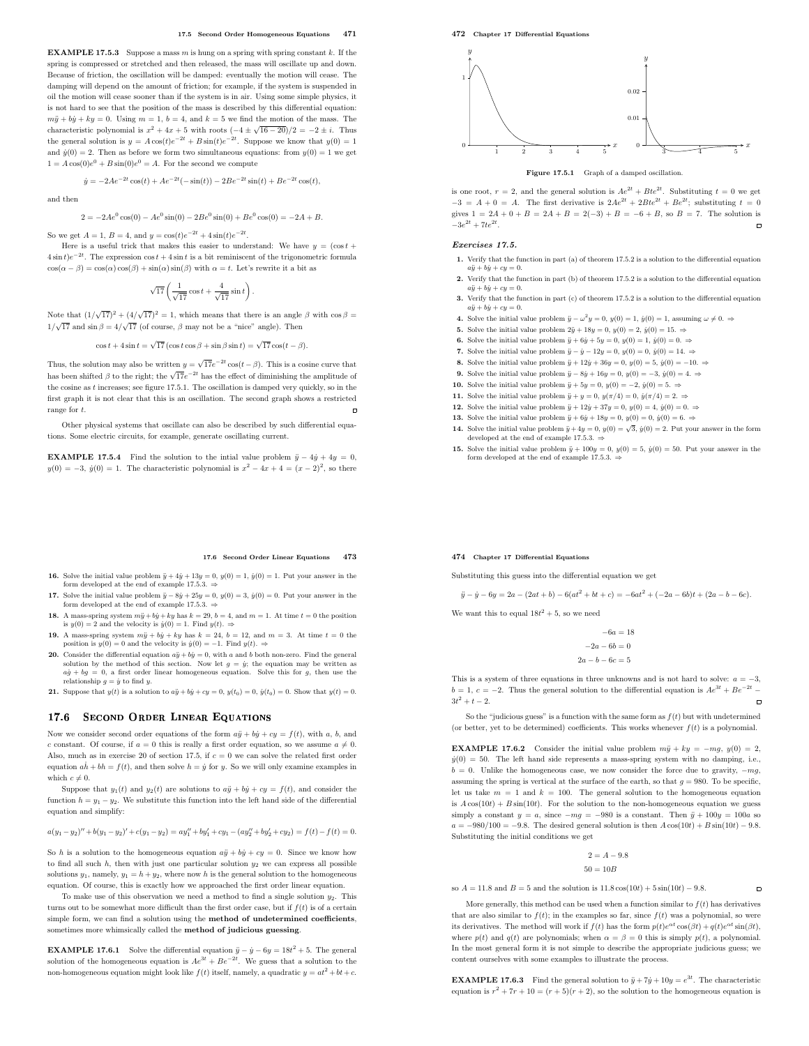**EXAMPLE 17.5.3** Suppose a mass $m$ is hung on a spring with spring constant $k$. If the spring is compressed or stretched and then released, the mass will oscillate up and down. Because of friction, the oscillation will be damped: eventually the motion will cease. The damping will depend on the amount of friction; for example, if the system is suspended in oil the motion will cease sooner than if the system is in air. Using some simple physics, it is not hard to see that the position of the mass is described by this differential equation: $m\ddot{y} + b\dot{y} + ky = 0$. Using $m = 1$, $b = 4$, and $k = 5$ we find the motion of the mass. The characteristic polynomial is $x^2 + 4x + 5$ with roots $(-4 \pm \sqrt{16-20})/2 = -2 \pm i$. Thus the general solution is $y = A\cos(t)e^{-2t} + B\sin(t)e^{-2t}$. Suppose we know that $y(0) = 1$ and $\dot{y}(0) = 2$. Then as before we form two simultaneous equations: from $y(0) = 1$ we get $1 = A\cos(0)e^0 + B\sin(0)e^0 = A$. For the second we compute

$$\dot{y} = -2Ae^{-2t}\cos(t) + Ae^{-2t}(-\sin(t)) - 2Be^{-2t}\sin(t) + Be^{-2t}\cos(t),$$

and then

$$2 = -2Ae^0\cos(0) - Ae^0\sin(0) - 2Be^0\sin(0) + Be^0\cos(0) = -2A + B.$$

So we get $A = 1$, $B = 4$, and $y = \cos(t)e^{-2t} + 4\sin(t)e^{-2t}$.

Here is a useful trick that makes this easier to understand: We have $y = (\cos t + 4\sin t)e^{-2t}$. The expression $\cos t + 4\sin t$ is a bit reminiscent of the trigonometric formula $\cos(\alpha - \beta) = \cos(\alpha)\cos(\beta) + \sin(\alpha)\sin(\beta)$ with $\alpha = t$. Let's rewrite it a bit as

$$\sqrt{17}\left(\frac{1}{\sqrt{17}}\cos t + \frac{4}{\sqrt{17}}\sin t\right).$$

Note that $(1/\sqrt{17})^2 + (4/\sqrt{17})^2 = 1$, which means that there is an angle $\beta$ with $\cos\beta = 1/\sqrt{17}$ and $\sin\beta = 4/\sqrt{17}$ (of course, $\beta$ may not be a "nice" angle). Then

$$\cos t + 4\sin t = \sqrt{17}(\cos t\cos\beta + \sin\beta\sin t) = \sqrt{17}\cos(t - \beta).$$

Thus, the solution may also be written $y = \sqrt{17}e^{-2t}\cos(t - \beta)$. This is a cosine curve that has been shifted $\beta$ to the right; the $\sqrt{17}e^{-2t}$ has the effect of diminishing the amplitude of the cosine as $t$ increases; see figure 17.5.1. The oscillation is damped very quickly, so in the first graph it is not clear that this is an oscillation. The second graph shows a restricted range for $t$. □

Other physical systems that oscillate can also be described by such differential equations. Some electric circuits, for example, generate oscillating current.

**EXAMPLE 17.5.4** Find the solution to the intial value problem $\ddot{y} - 4\dot{y} + 4y = 0$, $y(0) = -3$, $\dot{y}(0) = 1$. The characteristic polynomial is $x^2 - 4x + 4 = (x-2)^2$, so there is one root, $r = 2$, and the general solution is $Ae^{2t} + Bte^{2t}$. Substituting $t = 0$ we get $-3 = A + 0 = A$. The first derivative is $2Ae^{2t} + 2Bte^{2t} + Be^{2t}$; substituting $t = 0$ gives $1 = 2A + 0 + B = 2A + B = 2(-3) + B = -6 + B$, so $B = 7$. The solution is $-3e^{2t} + 7te^{2t}$. □

**Figure 17.5.1** Graph of a damped oscillation.

## *Exercises 17.5.*

1. Verify that the function in part (a) of theorem 17.5.2 is a solution to the differential equation $a\ddot{y} + b\dot{y} + cy = 0$.
2. Verify that the function in part (b) of theorem 17.5.2 is a solution to the differential equation $a\ddot{y} + b\dot{y} + cy = 0$.
3. Verify that the function in part (c) of theorem 17.5.2 is a solution to the differential equation $a\ddot{y} + b\dot{y} + cy = 0$.
4. Solve the initial value problem $\ddot{y} - \omega^2 y = 0$, $y(0) = 1$, $\dot{y}(0) = 1$, assuming $\omega \neq 0$. ⇒
5. Solve the initial value problem $2\ddot{y} + 18y = 0$, $y(0) = 2$, $\dot{y}(0) = 15$. ⇒
6. Solve the initial value problem $\ddot{y} + 6\dot{y} + 5y = 0$, $y(0) = 1$, $\dot{y}(0) = 0$. ⇒
7. Solve the initial value problem $\ddot{y} - \dot{y} - 12y = 0$, $y(0) = 0$, $\dot{y}(0) = 14$. ⇒
8. Solve the initial value problem $\ddot{y} + 12\dot{y} + 36y = 0$, $y(0) = 5$, $\dot{y}(0) = -10$. ⇒
9. Solve the initial value problem $\ddot{y} - 8\dot{y} + 16y = 0$, $y(0) = -3$, $\dot{y}(0) = 4$. ⇒
10. Solve the initial value problem $\ddot{y} + 5y = 0$, $y(0) = -2$, $\dot{y}(0) = 5$. ⇒
11. Solve the initial value problem $\ddot{y} + y = 0$, $y(\pi/4) = 0$, $\dot{y}(\pi/4) = 2$. ⇒
12. Solve the initial value problem $\ddot{y} + 12\dot{y} + 37y = 0$, $y(0) = 4$, $\dot{y}(0) = 0$. ⇒
13. Solve the initial value problem $\ddot{y} + 6\dot{y} + 18y = 0$, $y(0) = 0$, $\dot{y}(0) = 6$. ⇒
14. Solve the initial value problem $\ddot{y} + 4y = 0$, $y(0) = \sqrt{3}$, $\dot{y}(0) = 2$. Put your answer in the form developed at the end of example 17.5.3. ⇒
15. Solve the initial value problem $\ddot{y} + 100y = 0$, $y(0) = 5$, $\dot{y}(0) = 50$. Put your answer in the form developed at the end of example 17.5.3. ⇒
16. Solve the initial value problem $\ddot{y} + 4\dot{y} + 13y = 0$, $y(0) = 1$, $\dot{y}(0) = 1$. Put your answer in the form developed at the end of example 17.5.3. ⇒
17. Solve the initial value problem $\ddot{y} - 8\dot{y} + 25y = 0$, $y(0) = 3$, $\dot{y}(0) = 0$. Put your answer in the form developed at the end of example 17.5.3. ⇒
18. A mass-spring system $m\ddot{y} + b\dot{y} + ky$ has $k = 29$, $b = 4$, and $m = 1$. At time $t = 0$ the position is $y(0) = 2$ and the velocity is $\dot{y}(0) = 1$. Find $y(t)$. ⇒
19. A mass-spring system $m\ddot{y} + b\dot{y} + ky$ has $k = 24$, $b = 12$, and $m = 3$. At time $t = 0$ the position is $y(0) = 0$ and the velocity is $\dot{y}(0) = -1$. Find $y(t)$. ⇒
20. Consider the differential equation $a\ddot{y} + b\dot{y} = 0$, with $a$ and $b$ both non-zero. Find the general solution by the method of this section. Now let $g = \dot{y}$; the equation may be written as $a\dot{g} + bg = 0$, a first order linear homogeneous equation. Solve this for $g$, then use the relationship $g = \dot{y}$ to find $y$.
21. Suppose that $y(t)$ is a solution to $a\ddot{y} + b\dot{y} + cy = 0$, $y(t_0) = 0$, $\dot{y}(t_0) = 0$. Show that $y(t) = 0$.

## 17.6 Second Order Linear Equations

Now we consider second order equations of the form $a\ddot{y} + b\dot{y} + cy = f(t)$, with $a$, $b$, and $c$ constant. Of course, if $a = 0$ this is really a first order equation, so we assume $a \neq 0$. Also, much as in exercise 20 of section 17.5, if $c = 0$ we can solve the related first order equation $a\dot{h} + bh = f(t)$, and then solve $h = \dot{y}$ for $y$. So we will only examine examples in which $c \neq 0$.

Suppose that $y_1(t)$ and $y_2(t)$ are solutions to $a\ddot{y} + b\dot{y} + cy = f(t)$, and consider the function $h = y_1 - y_2$. We substitute this function into the left hand side of the differential equation and simplify:

$$a(y_1 - y_2)'' + b(y_1 - y_2)' + c(y_1 - y_2) = ay_1'' + by_1' + cy_1 - (ay_2'' + by_2' + cy_2) = f(t) - f(t) = 0.$$

So $h$ is a solution to the homogeneous equation $a\ddot{y} + b\dot{y} + cy = 0$. Since we know how to find all such $h$, then with just one particular solution $y_2$ we can express all possible solutions $y_1$, namely, $y_1 = h + y_2$, where now $h$ is the general solution to the homogeneous equation. Of course, this is exactly how we approached the first order linear equation.

To make use of this observation we need a method to find a single solution $y_2$. This turns out to be somewhat more difficult than the first order case, but if $f(t)$ is of a certain simple form, we can find a solution using the **method of undetermined coefficients**, sometimes more whimsically called the **method of judicious guessing**.

**EXAMPLE 17.6.1** Solve the differential equation $\ddot{y} - \dot{y} - 6y = 18t^2 + 5$. The general solution of the homogeneous equation is $Ae^{3t} + Be^{-2t}$. We guess that a solution to the non-homogeneous equation might look like $f(t)$ itself, namely, a quadratic $y = at^2 + bt + c$. Substituting this guess into the differential equation we get

$$\ddot{y} - \dot{y} - 6y = 2a - (2at + b) - 6(at^2 + bt + c) = -6at^2 + (-2a - 6b)t + (2a - b - 6c).$$

We want this to equal $18t^2 + 5$, so we need

$$-6a = 18$$
$$-2a - 6b = 0$$
$$2a - b - 6c = 5$$

This is a system of three equations in three unknowns and is not hard to solve: $a = -3$, $b = 1$, $c = -2$. Thus the general solution to the differential equation is $Ae^{3t} + Be^{-2t} - 3t^2 + t - 2$. □

So the "judicious guess" is a function with the same form as $f(t)$ but with undetermined (or better, yet to be determined) coefficients. This works whenever $f(t)$ is a polynomial.

**EXAMPLE 17.6.2** Consider the initial value problem $m\ddot{y} + ky = -mg$, $y(0) = 2$, $\dot{y}(0) = 50$. The left hand side represents a mass-spring system with no damping, i.e., $b = 0$. Unlike the homogeneous case, we now consider the force due to gravity, $-mg$, assuming the spring is vertical at the surface of the earth, so that $g = 980$. To be specific, let us take $m = 1$ and $k = 100$. The general solution to the homogeneous equation is $A\cos(10t) + B\sin(10t)$. For the solution to the non-homogeneous equation we guess simply a constant $y = a$, since $-mg = -980$ is a constant. Then $\ddot{y} + 100y = 100a$ so $a = -980/100 = -9.8$. The desired general solution is then $A\cos(10t) + B\sin(10t) - 9.8$. Substituting the initial conditions we get

$$2 = A - 9.8$$
$$50 = 10B$$

so $A = 11.8$ and $B = 5$ and the solution is $11.8\cos(10t) + 5\sin(10t) - 9.8$. □

More generally, this method can be used when a function similar to $f(t)$ has derivatives that are also similar to $f(t)$; in the examples so far, since $f(t)$ was a polynomial, so were its derivatives. The method will work if $f(t)$ has the form $p(t)e^{\alpha t}\cos(\beta t) + q(t)e^{\alpha t}\sin(\beta t)$, where $p(t)$ and $q(t)$ are polynomials; when $\alpha = \beta = 0$ this is simply $p(t)$, a polynomial. In the most general form it is not simple to describe the appropriate judicious guess; we content ourselves with some examples to illustrate the process.

**EXAMPLE 17.6.3** Find the general solution to $\ddot{y} + 7\dot{y} + 10y = e^{3t}$. The characteristic equation is $r^2 + 7r + 10 = (r+5)(r+2)$, so the solution to the homogeneous equation is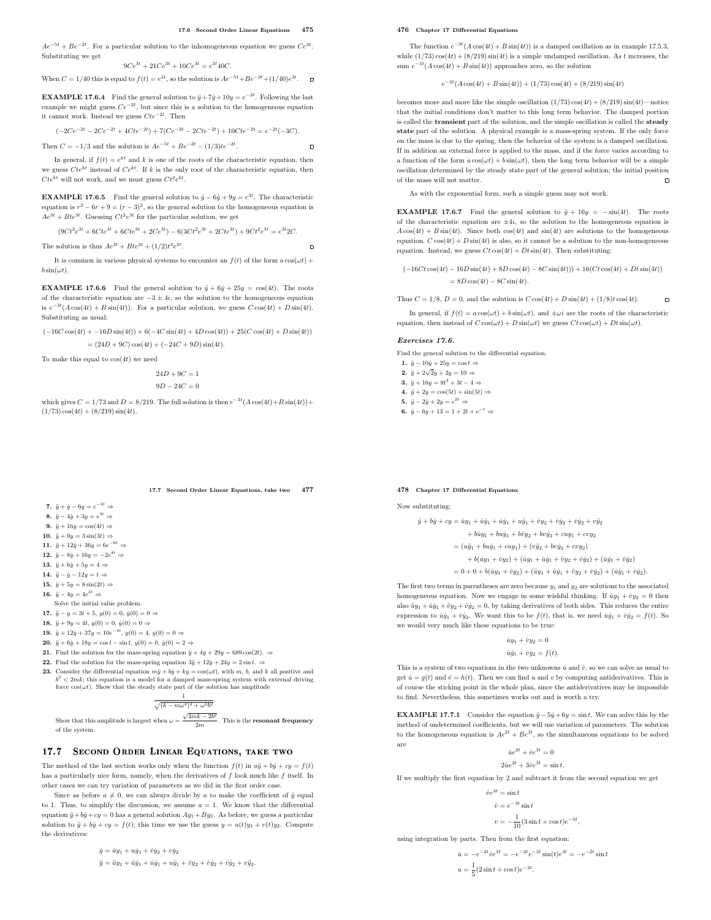$Ae^{-5t} + Be^{-2t}$. For a particular solution to the inhomogeneous equation we guess $Ce^{3t}$. Substituting we get

$$9Ce^{3t} + 21Ce^{3t} + 10Ce^{3t} = e^{3t}40C.$$

When $C = 1/40$ this is equal to $f(t) = e^{3t}$, so the solution is $Ae^{-5t} + Be^{-2t} + (1/40)e^{3t}$. □

**EXAMPLE 17.6.4** Find the general solution to $\ddot{y} + 7\dot{y} + 10y = e^{-2t}$. Following the last example we might guess $Ce^{-2t}$, but since this is a solution to the homogeneous equation it cannot work. Instead we guess $Cte^{-2t}$. Then

$$(-2Ce^{-2t} - 2Ce^{-2t} + 4Cte^{-2t}) + 7(Ce^{-2t} - 2Cte^{-2t}) + 10Cte^{-2t} = e^{-2t}(-3C).$$

Then $C = -1/3$ and the solution is $Ae^{-5t} + Be^{-2t} - (1/3)te^{-2t}$. □

In general, if $f(t) = e^{kt}$ and $k$ is one of the roots of the characteristic equation, then we guess $Cte^{kt}$ instead of $Ce^{kt}$. If $k$ is the only root of the characteristic equation, then $Cte^{kt}$ will not work, and we must guess $Ct^2e^{kt}$.

**EXAMPLE 17.6.5** Find the general solution to $\ddot{y} - 6\dot{y} + 9y = e^{3t}$. The characteristic equation is $r^2 - 6r + 9 = (r-3)^2$, so the general solution to the homogeneous equation is $Ae^{3t} + Bte^{3t}$. Guessing $Ct^2e^{3t}$ for the particular solution, we get

$$(9Ct^2e^{3t} + 6Cte^{3t} + 6Cte^{3t} + 2Ce^{3t}) - 6(3Ct^2e^{3t} + 2Cte^{3t}) + 9Ct^2e^{3t} = e^{3t}2C.$$

The solution is thus $Ae^{3t} + Bte^{3t} + (1/2)t^2e^{3t}$. □

It is common in various physical systems to encounter an $f(t)$ of the form $a\cos(\omega t) + b\sin(\omega t)$.

**EXAMPLE 17.6.6** Find the general solution to $\ddot{y} + 6\dot{y} + 25y = \cos(4t)$. The roots of the characteristic equation are $-3 \pm 4i$, so the solution to the homogeneous equation is $e^{-3t}(A\cos(4t) + B\sin(4t))$. For a particular solution, we guess $C\cos(4t) + D\sin(4t)$. Substituting as usual:

$$(-16C\cos(4t) + -16D\sin(4t)) + 6(-4C\sin(4t) + 4D\cos(4t)) + 25(C\cos(4t) + D\sin(4t))$$
$$= (24D + 9C)\cos(4t) + (-24C + 9D)\sin(4t).$$

To make this equal to $\cos(4t)$ we need

$$24D + 9C = 1$$
$$9D - 24C = 0$$

which gives $C = 1/73$ and $D = 8/219$. The full solution is then $e^{-3t}(A\cos(4t) + B\sin(4t)) + (1/73)\cos(4t) + (8/219)\sin(4t)$.

The function $e^{-3t}(A\cos(4t) + B\sin(4t))$ is a damped oscillation as in example 17.5.3, while $(1/73)\cos(4t) + (8/219)\sin(4t)$ is a simple undamped oscillation. As $t$ increases, the sum $e^{-3t}(A\cos(4t) + B\sin(4t))$ approaches zero, so the solution

$$e^{-3t}(A\cos(4t) + B\sin(4t)) + (1/73)\cos(4t) + (8/219)\sin(4t)$$

becomes more and more like the simple oscillation $(1/73)\cos(4t) + (8/219)\sin(4t)$—notice that the initial conditions don't matter to this long term behavior. The damped portion is called the **transient** part of the solution, and the simple oscillation is called the **steady state** part of the solution. A physical example is a mass-spring system. If the only force on the mass is due to the spring, then the behavior of the system is a damped oscillation. If in addition an external force is applied to the mass, and if the force varies according to a function of the form $a\cos(\omega t) + b\sin(\omega t)$, then the long term behavior will be a simple oscillation determined by the steady state part of the general solution; the initial position of the mass will not matter. □

As with the exponential form, such a simple guess may not work.

**EXAMPLE 17.6.7** Find the general solution to $\ddot{y} + 16y = -\sin(4t)$. The roots of the characteristic equation are $\pm 4i$, so the solution to the homogeneous equation is $A\cos(4t) + B\sin(4t)$. Since both $\cos(4t)$ and $\sin(4t)$ are solutions to the homogeneous equation, $C\cos(4t) + D\sin(4t)$ is also, so it cannot be a solution to the non-homogeneous equation. Instead, we guess $Ct\cos(4t) + Dt\sin(4t)$. Then substituting:

$$(-16Ct\cos(4t) - 16D\sin(4t) + 8D\cos(4t) - 8C\sin(4t))) + 16(Ct\cos(4t) + Dt\sin(4t))$$
$$= 8D\cos(4t) - 8C\sin(4t).$$

Thus $C = 1/8$, $D = 0$, and the solution is $C\cos(4t) + D\sin(4t) + (1/8)t\cos(4t)$. □

In general, if $f(t) = a\cos(\omega t) + b\sin(\omega t)$, and $\pm\omega i$ are the roots of the characteristic equation, then instead of $C\cos(\omega t) + D\sin(\omega t)$ we guess $Ct\cos(\omega t) + Dt\sin(\omega t)$.

### *Exercises 17.6.*

Find the general solution to the differential equation.

1. $\ddot{y} - 10\dot{y} + 25y = \cos t \Rightarrow$
2. $\ddot{y} + 2\sqrt{2}\dot{y} + 2y = 10 \Rightarrow$
3. $\ddot{y} + 16y = 8t^2 + 3t - 4 \Rightarrow$
4. $\ddot{y} + 2y = \cos(5t) + \sin(5t) \Rightarrow$
5. $\ddot{y} - 2\dot{y} + 2y = e^{2t} \Rightarrow$
6. $\ddot{y} - 6y + 13 = 1 + 2t + e^{-t} \Rightarrow$
7. $\ddot{y} + \dot{y} - 6y = e^{-3t} \Rightarrow$
8. $\ddot{y} - 4\dot{y} + 3y = e^{3t} \Rightarrow$
9. $\ddot{y} + 16y = \cos(4t) \Rightarrow$
10. $\ddot{y} + 9y = 3\sin(3t) \Rightarrow$
11. $\ddot{y} + 12\dot{y} + 36y = 6e^{-6t} \Rightarrow$
12. $\ddot{y} - 8\dot{y} + 16y = -2e^{4t} \Rightarrow$
13. $\ddot{y} + 6\dot{y} + 5y = 4 \Rightarrow$
14. $\ddot{y} - \dot{y} - 12y = t \Rightarrow$
15. $\ddot{y} + 5y = 8\sin(2t) \Rightarrow$
16. $\ddot{y} - 4y = 4e^{2t} \Rightarrow$

Solve the initial value problem.

17. $\ddot{y} - y = 3t + 5$, $y(0) = 0$, $\dot{y}(0) = 0 \Rightarrow$
18. $\ddot{y} + 9y = 4t$, $y(0) = 0$, $\dot{y}(0) = 0 \Rightarrow$
19. $\ddot{y} + 12\dot{y} + 37y = 10e^{-4t}$, $y(0) = 4$, $\dot{y}(0) = 0 \Rightarrow$
20. $\ddot{y} + 6\dot{y} + 18y = \cos t - \sin t$, $y(0) = 0$, $\dot{y}(0) = 2 \Rightarrow$
21. Find the solution for the mass-spring equation $\ddot{y} + 4\dot{y} + 29y = 689\cos(2t)$. $\Rightarrow$
22. Find the solution for the mass-spring equation $3\ddot{y} + 12\dot{y} + 24y = 2\sin t$. $\Rightarrow$
23. Consider the differential equation $m\ddot{y} + b\dot{y} + ky = \cos(\omega t)$, with $m$, $b$, and $k$ all positive and $b^2 < 2mk$; this equation is a model for a damped mass-spring system with external driving force $\cos(\omega t)$. Show that the steady state part of the solution has amplitude
$$\frac{1}{\sqrt{(k - m\omega^2)^2 + \omega^2 b^2}}.$$
Show that this amplitude is largest when $\omega = \dfrac{\sqrt{4mk - 2b^2}}{2m}$. This is the **resonant frequency** of the system.

## 17.7 Second Order Linear Equations, take two

The method of the last section works only when the function $f(t)$ in $a\ddot{y} + b\dot{y} + cy = f(t)$ has a particularly nice form, namely, when the derivatives of $f$ look much like $f$ itself. In other cases we can try variation of parameters as we did in the first order case.

Since as before $a \neq 0$, we can always divide by $a$ to make the coefficient of $\ddot{y}$ equal to 1. Thus, to simplify the discussion, we assume $a = 1$. We know that the differential equation $\ddot{y} + b\dot{y} + cy = 0$ has a general solution $Ay_1 + By_2$. As before, we guess a particular solution to $\ddot{y} + b\dot{y} + cy = f(t)$; this time we use the guess $y = u(t)y_1 + v(t)y_2$. Compute the derivatives:

$$\dot{y} = \dot{u}y_1 + u\dot{y}_1 + \dot{v}y_2 + v\dot{y}_2$$
$$\ddot{y} = \ddot{u}y_1 + \dot{u}\dot{y}_1 + \dot{u}\dot{y}_1 + u\ddot{y}_1 + \ddot{v}y_2 + \dot{v}\dot{y}_2 + \dot{v}\dot{y}_2 + v\ddot{y}_2.$$

Now substituting:

$$\begin{aligned}
\ddot{y} + b\dot{y} + cy &= \ddot{u}y_1 + \dot{u}\dot{y}_1 + \dot{u}\dot{y}_1 + u\ddot{y}_1 + \ddot{v}y_2 + \dot{v}\dot{y}_2 + \dot{v}\dot{y}_2 + v\ddot{y}_2 \\
&\quad + b\dot{u}y_1 + bu\dot{y}_1 + b\dot{v}y_2 + bv\dot{y}_2 + cuy_1 + cvy_2 \\
&= (u\ddot{y}_1 + bu\dot{y}_1 + cuy_1) + (v\ddot{y}_2 + bv\dot{y}_2 + cvy_2) \\
&\quad + b(\dot{u}y_1 + \dot{v}y_2) + (\ddot{u}y_1 + \dot{u}\dot{y}_1 + \ddot{v}y_2 + \dot{v}\dot{y}_2) + (\dot{u}\dot{y}_1 + \dot{v}\dot{y}_2) \\
&= 0 + 0 + b(\dot{u}y_1 + \dot{v}y_2) + (\ddot{u}y_1 + \dot{u}\dot{y}_1 + \ddot{v}y_2 + \dot{v}\dot{y}_2) + (\dot{u}\dot{y}_1 + \dot{v}\dot{y}_2).
\end{aligned}$$

The first two terms in parentheses are zero because $y_1$ and $y_2$ are solutions to the associated homogeneous equation. Now we engage in some wishful thinking. If $\dot{u}y_1 + \dot{v}y_2 = 0$ then also $\ddot{u}y_1 + \dot{u}\dot{y}_1 + \ddot{v}y_2 + \dot{v}\dot{y}_2 = 0$, by taking derivatives of both sides. This reduces the entire expression to $\dot{u}\dot{y}_1 + \dot{v}\dot{y}_2$. We want this to be $f(t)$, that is, we need $\dot{u}\dot{y}_1 + \dot{v}\dot{y}_2 = f(t)$. So we would very much like these equations to be true:

$$\dot{u}y_1 + \dot{v}y_2 = 0$$
$$\dot{u}\dot{y}_1 + \dot{v}\dot{y}_2 = f(t).$$

This is a system of two equations in the two unknowns $\dot{u}$ and $\dot{v}$, so we can solve as usual to get $\dot{u} = g(t)$ and $\dot{v} = h(t)$. Then we can find $u$ and $v$ by computing antiderivatives. This is of course the sticking point in the whole plan, since the antiderivatives may be impossible to find. Nevertheless, this sometimes works out and is worth a try.

**EXAMPLE 17.7.1** Consider the equation $\ddot{y} - 5\dot{y} + 6y = \sin t$. We can solve this by the method of undetermined coefficients, but we will use variation of parameters. The solution to the homogeneous equation is $Ae^{2t} + Be^{3t}$, so the simultaneous equations to be solved are

$$\dot{u}e^{2t} + \dot{v}e^{3t} = 0$$
$$2\dot{u}e^{2t} + 3\dot{v}e^{3t} = \sin t.$$

If we multiply the first equation by 2 and subtract it from the second equation we get

$$\dot{v}e^{3t} = \sin t$$
$$\dot{v} = e^{-3t}\sin t$$
$$v = -\frac{1}{10}(3\sin t + \cos t)e^{-3t},$$

using integration by parts. Then from the first equation:

$$\dot{u} = -e^{-2t}\dot{v}e^{3t} = -e^{-2t}e^{-3t}\sin(t)e^{3t} = -e^{-2t}\sin t$$
$$u = \frac{1}{5}(2\sin t + \cos t)e^{-2t}.$$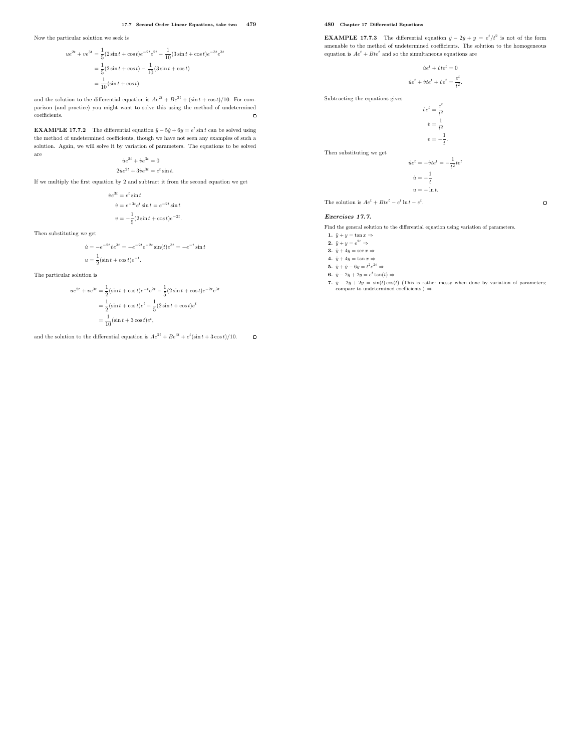Now the particular solution we seek is

$$
\begin{aligned}
ue^{2t} + ve^{3t} &= \frac{1}{5}(2\sin t + \cos t)e^{-2t}e^{2t} - \frac{1}{10}(3\sin t + \cos t)e^{-3t}e^{3t} \\
&= \frac{1}{5}(2\sin t + \cos t) - \frac{1}{10}(3\sin t + \cos t) \\
&= \frac{1}{10}(\sin t + \cos t),
\end{aligned}
$$

and the solution to the differential equation is $Ae^{2t} + Be^{3t} + (\sin t + \cos t)/10$. For comparison (and practice) you might want to solve this using the method of undetermined coefficients. □

**EXAMPLE 17.7.2** The differential equation $\ddot{y} - 5\dot{y} + 6y = e^t \sin t$ can be solved using the method of undetermined coefficients, though we have not seen any examples of such a solution. Again, we will solve it by variation of parameters. The equations to be solved are

$$
\begin{aligned}
\dot{u}e^{2t} + \dot{v}e^{3t} &= 0 \\
2\dot{u}e^{2t} + 3\dot{v}e^{3t} &= e^t \sin t.
\end{aligned}
$$

If we multiply the first equation by 2 and subtract it from the second equation we get

$$
\begin{aligned}
\dot{v}e^{3t} &= e^t \sin t \\
\dot{v} &= e^{-3t}e^t \sin t = e^{-2t}\sin t \\
v &= -\frac{1}{5}(2\sin t + \cos t)e^{-2t}.
\end{aligned}
$$

Then substituting we get

$$
\begin{aligned}
\dot{u} &= -e^{-2t}\dot{v}e^{3t} = -e^{-2t}e^{-2t}\sin(t)e^{3t} = -e^{-t}\sin t \\
u &= \frac{1}{2}(\sin t + \cos t)e^{-t}.
\end{aligned}
$$

The particular solution is

$$
\begin{aligned}
ue^{2t} + ve^{3t} &= \frac{1}{2}(\sin t + \cos t)e^{-t}e^{2t} - \frac{1}{5}(2\sin t + \cos t)e^{-2t}e^{3t} \\
&= \frac{1}{2}(\sin t + \cos t)e^{t} - \frac{1}{5}(2\sin t + \cos t)e^{t} \\
&= \frac{1}{10}(\sin t + 3\cos t)e^t,
\end{aligned}
$$

and the solution to the differential equation is $Ae^{2t} + Be^{3t} + e^t(\sin t + 3\cos t)/10$. □

**EXAMPLE 17.7.3** The differential equation $\ddot{y} - 2\dot{y} + y = e^t/t^2$ is not of the form amenable to the method of undetermined coefficients. The solution to the homogeneous equation is $Ae^t + Bte^t$ and so the simultaneous equations are

$$
\begin{aligned}
\dot{u}e^t + \dot{v}te^t &= 0 \\
\dot{u}e^t + \dot{v}te^t + \dot{v}e^t &= \frac{e^t}{t^2}.
\end{aligned}
$$

Subtracting the equations gives

$$
\begin{aligned}
\dot{v}e^t &= \frac{e^t}{t^2} \\
\dot{v} &= \frac{1}{t^2} \\
v &= -\frac{1}{t}.
\end{aligned}
$$

Then substituting we get

$$
\begin{aligned}
\dot{u}e^t &= -\dot{v}te^t = -\frac{1}{t^2}te^t \\
\dot{u} &= -\frac{1}{t} \\
u &= -\ln t.
\end{aligned}
$$

The solution is $Ae^t + Bte^t - e^t \ln t - e^t$. □

### *Exercises 17.7.*

Find the general solution to the differential equation using variation of parameters.

1. $\ddot{y} + y = \tan x$ ⇒
2. $\ddot{y} + y = e^{2t}$ ⇒
3. $\ddot{y} + 4y = \sec x$ ⇒
4. $\ddot{y} + 4y = \tan x$ ⇒
5. $\ddot{y} + \dot{y} - 6y = t^2 e^{2t}$ ⇒
6. $\ddot{y} - 2\dot{y} + 2y = e^t \tan(t)$ ⇒
7. $\ddot{y} - 2\dot{y} + 2y = \sin(t)\cos(t)$ (This is rather messy when done by variation of parameters; compare to undetermined coefficients.) ⇒